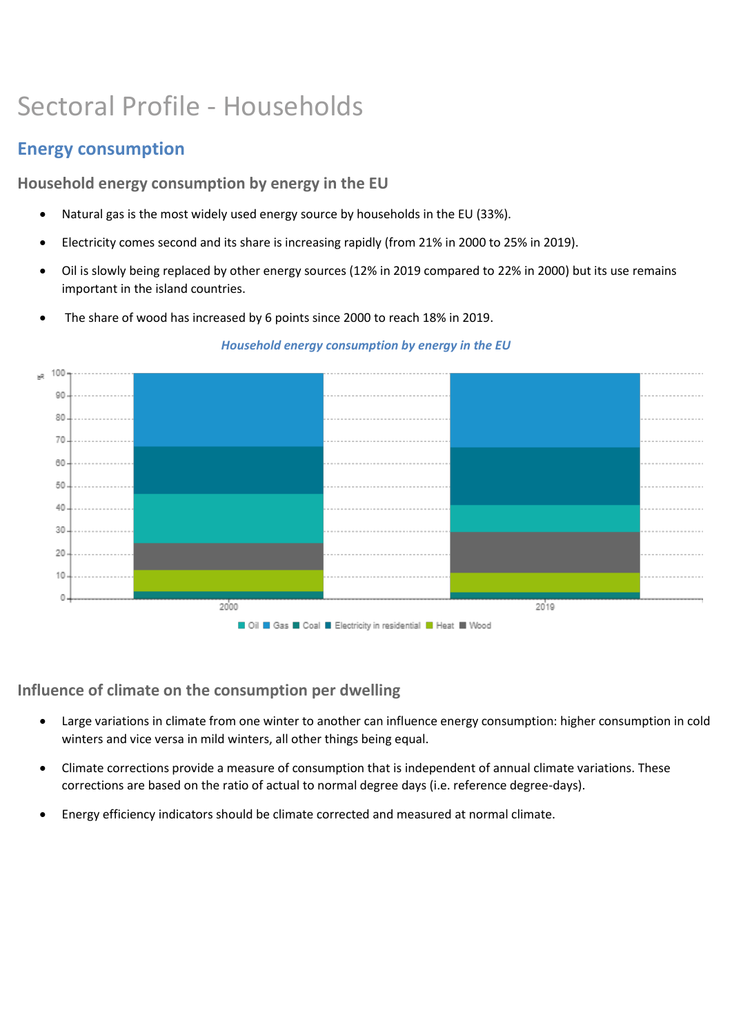# Sectoral Profile - Households

## Energy consumption

### Household energy consumption by energy in the EU

- Natural gas is the most widely used energy source by households in the EU (33%).
- Electricity comes second and its share is increasing rapidly (from 21% in 2000 to 25% in 2019).
- Oil is slowly being replaced by other energy sources (12% in 2019 compared to 22% in 2000) but its use remains important in the island countries.
- The share of wood has increased by 6 points since 2000 to reach 18% in 2019.

*Household energy consumption by energy in the EU*

### Influence of climate on the consumption per dwelling

- Large variations in climate from one winter to another can influence energy consumption: higher consumption in cold winters and vice versa in mild winters, all other things being equal.
- Climate corrections provide a measure of consumption that is independent of annual climate variations. These corrections are based on the ratio of actual to normal degree days (i.e. reference degree-days).
- Energy efficiency indicators should be climate corrected and measured at normal climate.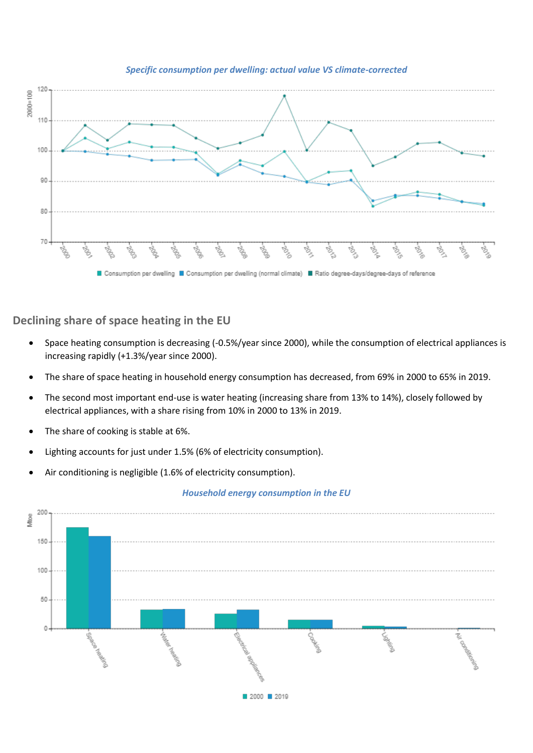*Specific consumption per dwelling: actual value VS climate-corrected*

## Declining share of space heating in the EU

- Space heating consumption is decreasing (-0.5%/year since 2000), while the consumption of electrical appliances is increasing rapidly (+1.3%/year since 2000).
- The share of space heating in household energy consumption has decreased, from 69% in 2000 to 65% in 2019.
- The second most important end-use is water heating (increasing share from 13% to 14%), closely followed by electrical appliances, with a share rising from 10% in 2000 to 13% in 2019.
- The share of cooking is stable at 6%.
- Lighting accounts for just under 1.5% (6% of electricity consumption).
- Air conditioning is negligible (1.6% of electricity consumption).

*Household energy consumption in the EU*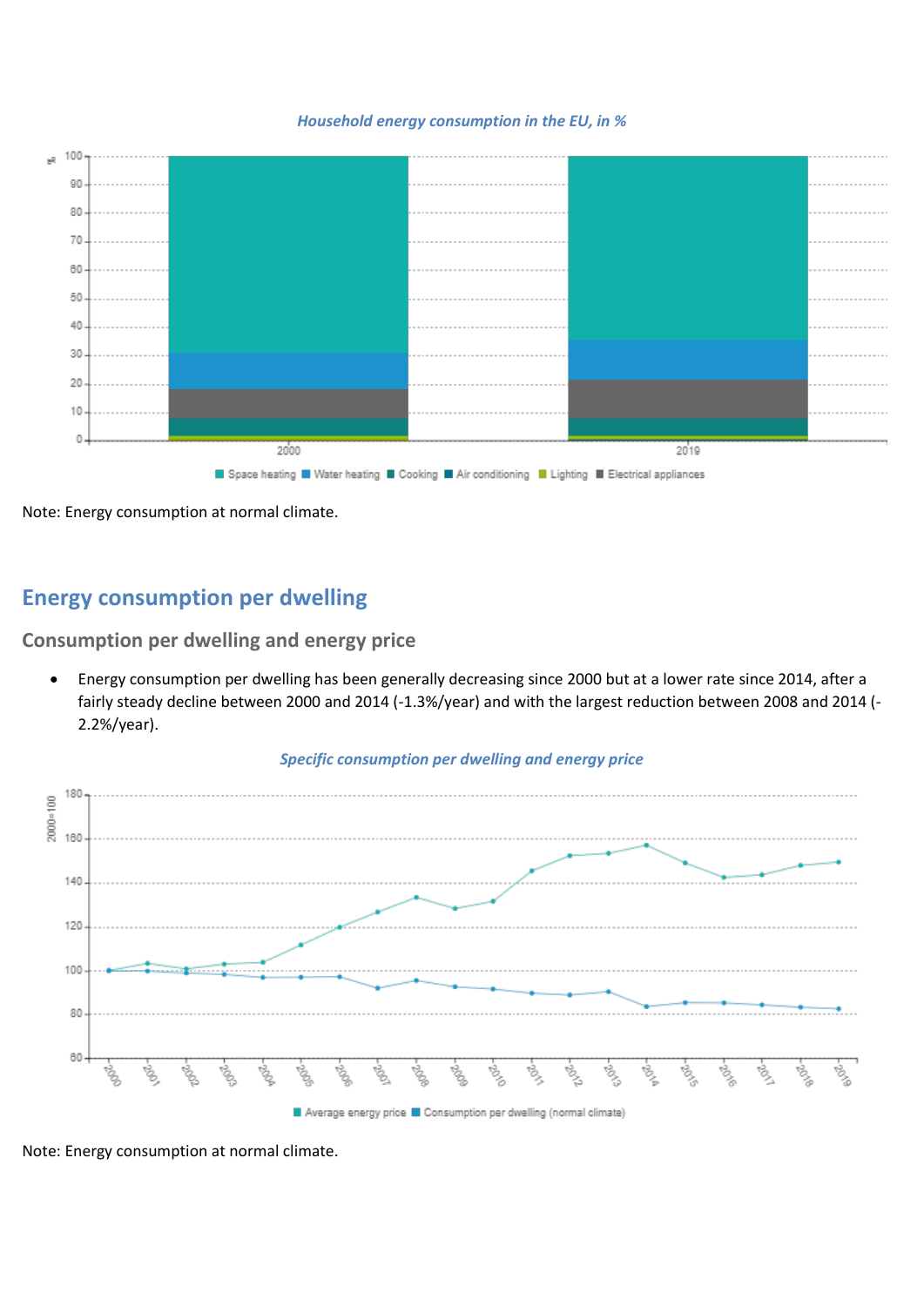*Household energy consumption in the EU, in %*

Note: Energy consumption at normal climate.

## Energy consumption per dwelling

### Consumption per dwelling and energy price

- Energy consumption per dwelling has been generally decreasing since 2000 but at a lower rate since 2014, after a fairly steady decline between 2000 and 2014 (-1.3%/year) and with the largest reduction between 2008 and 2014 (-2.2%/year).

*Specific consumption per dwelling and energy price*

Note: Energy consumption at normal climate.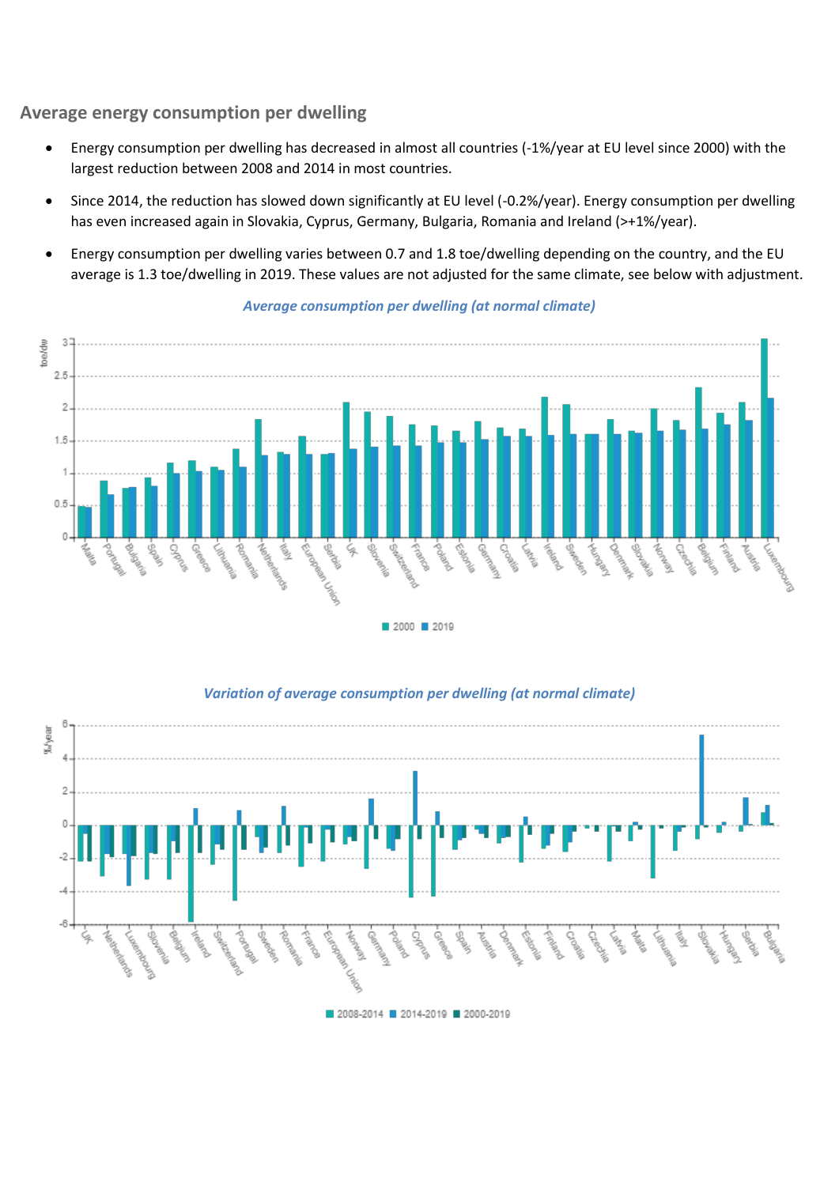## Average energy consumption per dwelling

- Energy consumption per dwelling has decreased in almost all countries (-1%/year at EU level since 2000) with the largest reduction between 2008 and 2014 in most countries.
- Since 2014, the reduction has slowed down significantly at EU level (-0.2%/year). Energy consumption per dwelling has even increased again in Slovakia, Cyprus, Germany, Bulgaria, Romania and Ireland (>+1%/year).
- Energy consumption per dwelling varies between 0.7 and 1.8 toe/dwelling depending on the country, and the EU average is 1.3 toe/dwelling in 2019. These values are not adjusted for the same climate, see below with adjustment.

*Average consumption per dwelling (at normal climate)*

*Variation of average consumption per dwelling (at normal climate)*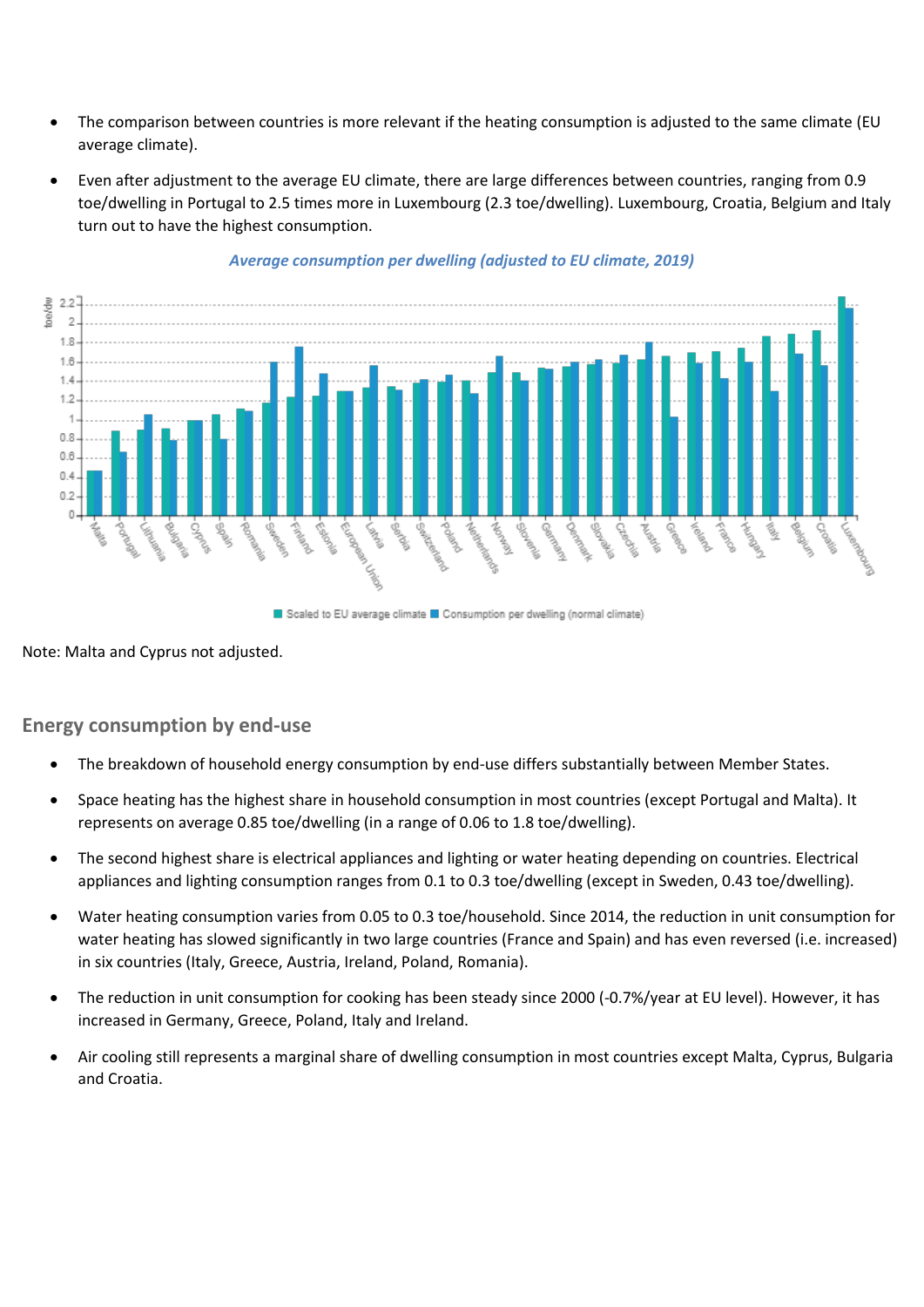- The comparison between countries is more relevant if the heating consumption is adjusted to the same climate (EU average climate).
- Even after adjustment to the average EU climate, there are large differences between countries, ranging from 0.9 toe/dwelling in Portugal to 2.5 times more in Luxembourg (2.3 toe/dwelling). Luxembourg, Croatia, Belgium and Italy turn out to have the highest consumption.

*Average consumption per dwelling (adjusted to EU climate, 2019)*

Note: Malta and Cyprus not adjusted.

## Energy consumption by end-use

- The breakdown of household energy consumption by end-use differs substantially between Member States.
- Space heating has the highest share in household consumption in most countries (except Portugal and Malta). It represents on average 0.85 toe/dwelling (in a range of 0.06 to 1.8 toe/dwelling).
- The second highest share is electrical appliances and lighting or water heating depending on countries. Electrical appliances and lighting consumption ranges from 0.1 to 0.3 toe/dwelling (except in Sweden, 0.43 toe/dwelling).
- Water heating consumption varies from 0.05 to 0.3 toe/household. Since 2014, the reduction in unit consumption for water heating has slowed significantly in two large countries (France and Spain) and has even reversed (i.e. increased) in six countries (Italy, Greece, Austria, Ireland, Poland, Romania).
- The reduction in unit consumption for cooking has been steady since 2000 (-0.7%/year at EU level). However, it has increased in Germany, Greece, Poland, Italy and Ireland.
- Air cooling still represents a marginal share of dwelling consumption in most countries except Malta, Cyprus, Bulgaria and Croatia.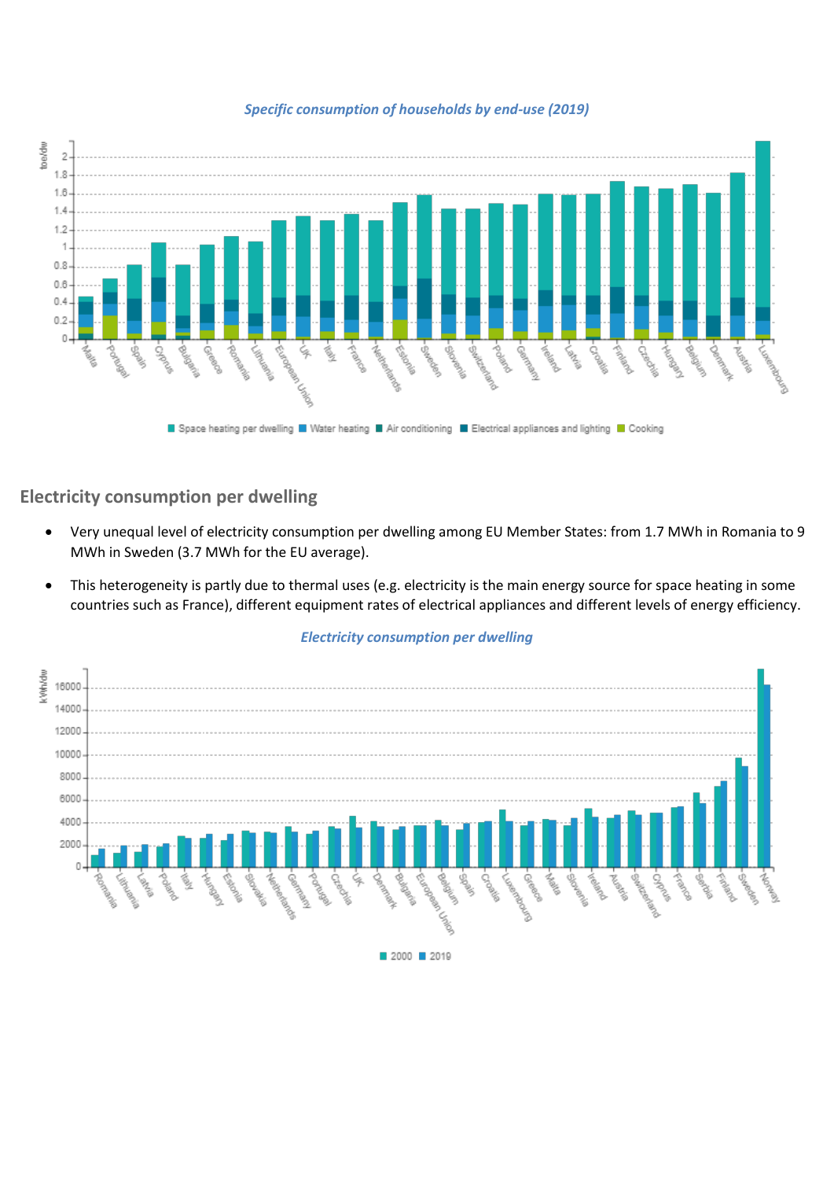*Specific consumption of households by end-use (2019)*

## Electricity consumption per dwelling

- Very unequal level of electricity consumption per dwelling among EU Member States: from 1.7 MWh in Romania to 9 MWh in Sweden (3.7 MWh for the EU average).
- This heterogeneity is partly due to thermal uses (e.g. electricity is the main energy source for space heating in some countries such as France), different equipment rates of electrical appliances and different levels of energy efficiency.

*Electricity consumption per dwelling*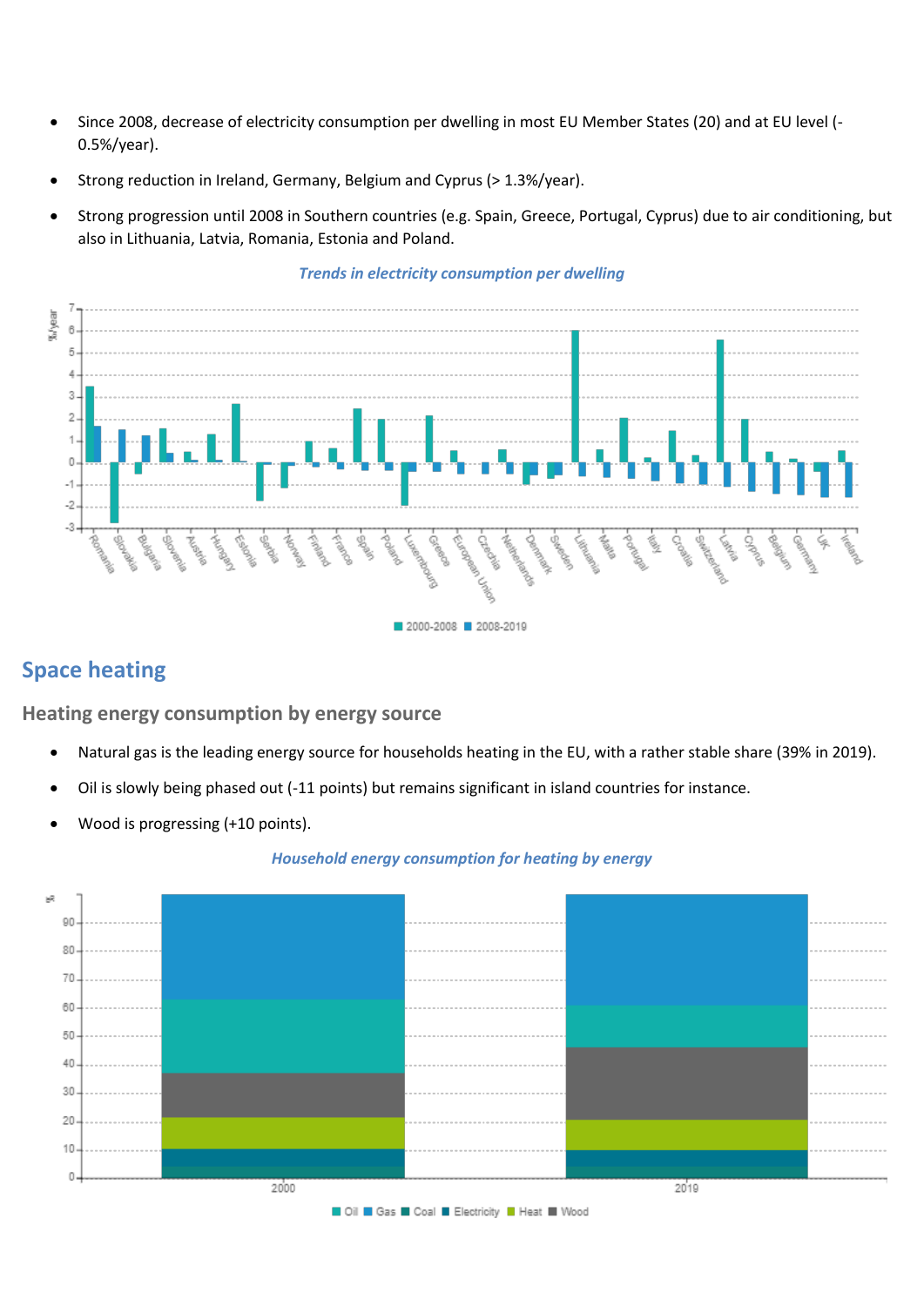- Since 2008, decrease of electricity consumption per dwelling in most EU Member States (20) and at EU level (-0.5%/year).
- Strong reduction in Ireland, Germany, Belgium and Cyprus (> 1.3%/year).
- Strong progression until 2008 in Southern countries (e.g. Spain, Greece, Portugal, Cyprus) due to air conditioning, but also in Lithuania, Latvia, Romania, Estonia and Poland.

*Trends in electricity consumption per dwelling*

## Space heating

### Heating energy consumption by energy source

- Natural gas is the leading energy source for households heating in the EU, with a rather stable share (39% in 2019).
- Oil is slowly being phased out (-11 points) but remains significant in island countries for instance.
- Wood is progressing (+10 points).

*Household energy consumption for heating by energy*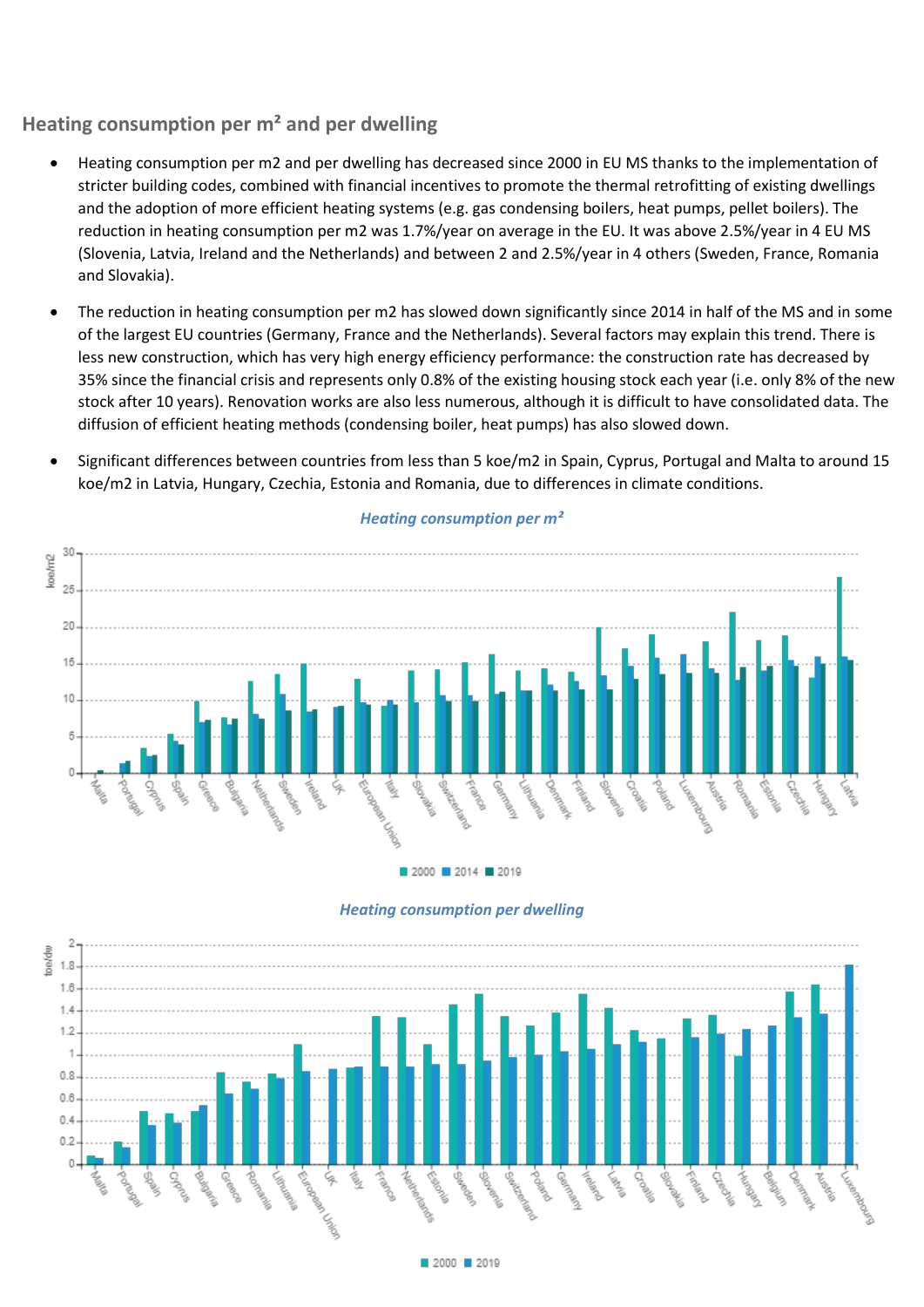## Heating consumption per m² and per dwelling

- Heating consumption per m2 and per dwelling has decreased since 2000 in EU MS thanks to the implementation of stricter building codes, combined with financial incentives to promote the thermal retrofitting of existing dwellings and the adoption of more efficient heating systems (e.g. gas condensing boilers, heat pumps, pellet boilers). The reduction in heating consumption per m2 was 1.7%/year on average in the EU. It was above 2.5%/year in 4 EU MS (Slovenia, Latvia, Ireland and the Netherlands) and between 2 and 2.5%/year in 4 others (Sweden, France, Romania and Slovakia).
- The reduction in heating consumption per m2 has slowed down significantly since 2014 in half of the MS and in some of the largest EU countries (Germany, France and the Netherlands). Several factors may explain this trend. There is less new construction, which has very high energy efficiency performance: the construction rate has decreased by 35% since the financial crisis and represents only 0.8% of the existing housing stock each year (i.e. only 8% of the new stock after 10 years). Renovation works are also less numerous, although it is difficult to have consolidated data. The diffusion of efficient heating methods (condensing boiler, heat pumps) has also slowed down.
- Significant differences between countries from less than 5 koe/m2 in Spain, Cyprus, Portugal and Malta to around 15 koe/m2 in Latvia, Hungary, Czechia, Estonia and Romania, due to differences in climate conditions.

*Heating consumption per m²*

*Heating consumption per dwelling*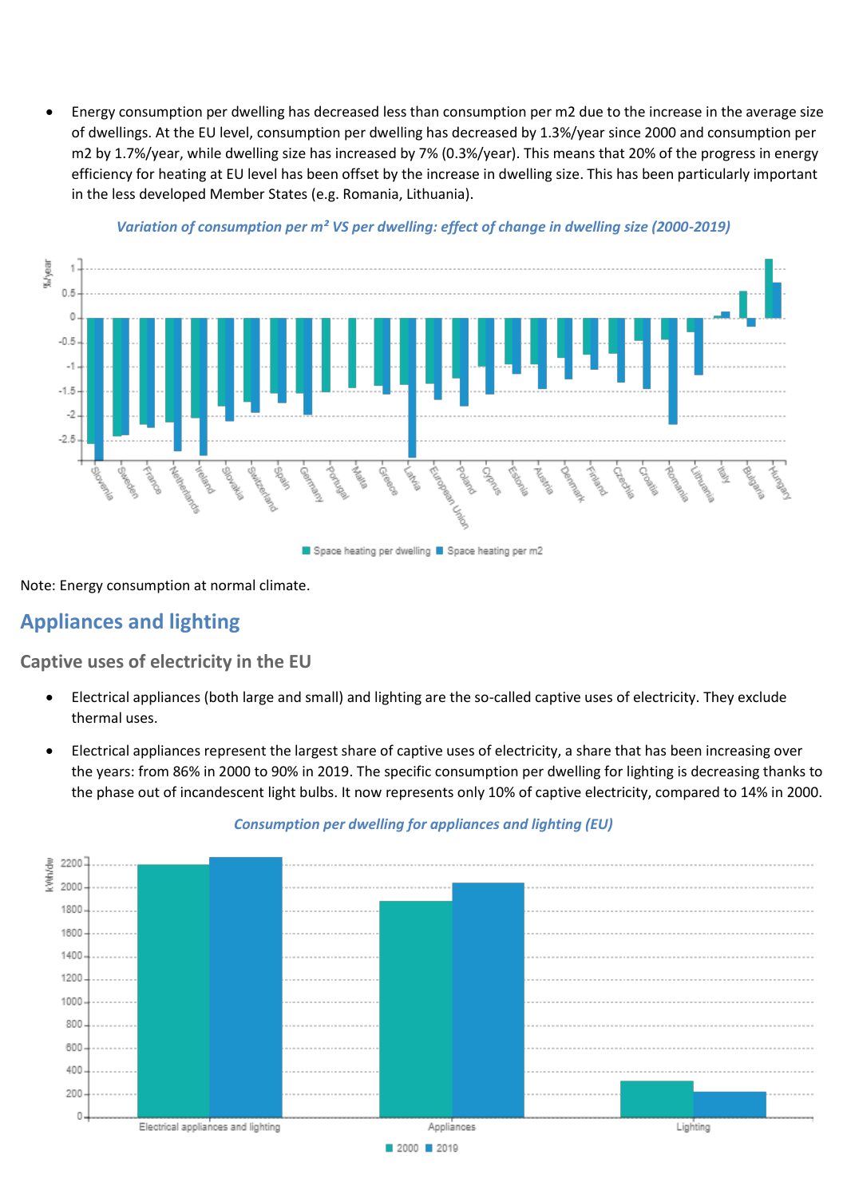- Energy consumption per dwelling has decreased less than consumption per m2 due to the increase in the average size of dwellings. At the EU level, consumption per dwelling has decreased by 1.3%/year since 2000 and consumption per m2 by 1.7%/year, while dwelling size has increased by 7% (0.3%/year). This means that 20% of the progress in energy efficiency for heating at EU level has been offset by the increase in dwelling size. This has been particularly important in the less developed Member States (e.g. Romania, Lithuania).

*Variation of consumption per m² VS per dwelling: effect of change in dwelling size (2000-2019)*

Note: Energy consumption at normal climate.

## Appliances and lighting

### Captive uses of electricity in the EU

- Electrical appliances (both large and small) and lighting are the so-called captive uses of electricity. They exclude thermal uses.
- Electrical appliances represent the largest share of captive uses of electricity, a share that has been increasing over the years: from 86% in 2000 to 90% in 2019. The specific consumption per dwelling for lighting is decreasing thanks to the phase out of incandescent light bulbs. It now represents only 10% of captive electricity, compared to 14% in 2000.

*Consumption per dwelling for appliances and lighting (EU)*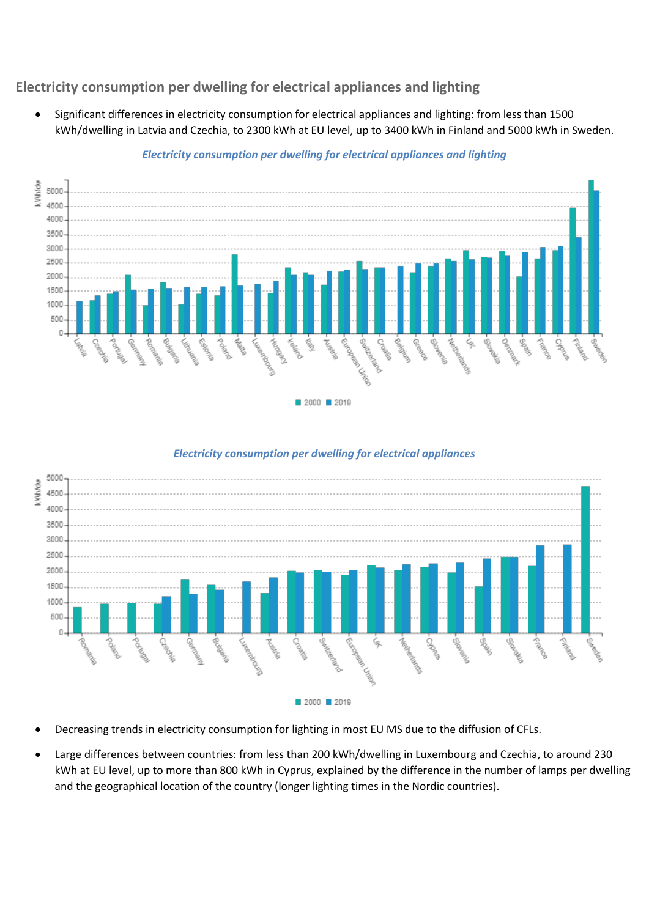## Electricity consumption per dwelling for electrical appliances and lighting

- Significant differences in electricity consumption for electrical appliances and lighting: from less than 1500 kWh/dwelling in Latvia and Czechia, to 2300 kWh at EU level, up to 3400 kWh in Finland and 5000 kWh in Sweden.

*Electricity consumption per dwelling for electrical appliances and lighting*

*Electricity consumption per dwelling for electrical appliances*

- Decreasing trends in electricity consumption for lighting in most EU MS due to the diffusion of CFLs.
- Large differences between countries: from less than 200 kWh/dwelling in Luxembourg and Czechia, to around 230 kWh at EU level, up to more than 800 kWh in Cyprus, explained by the difference in the number of lamps per dwelling and the geographical location of the country (longer lighting times in the Nordic countries).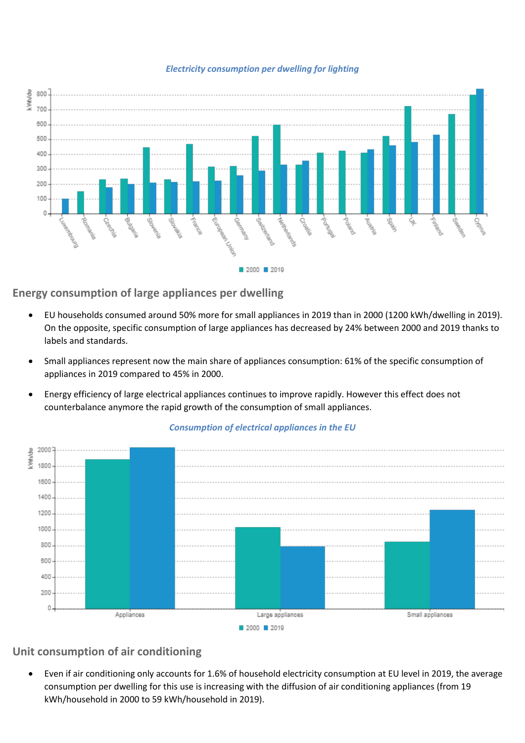*Electricity consumption per dwelling for lighting*

## Energy consumption of large appliances per dwelling

- EU households consumed around 50% more for small appliances in 2019 than in 2000 (1200 kWh/dwelling in 2019). On the opposite, specific consumption of large appliances has decreased by 24% between 2000 and 2019 thanks to labels and standards.
- Small appliances represent now the main share of appliances consumption: 61% of the specific consumption of appliances in 2019 compared to 45% in 2000.
- Energy efficiency of large electrical appliances continues to improve rapidly. However this effect does not counterbalance anymore the rapid growth of the consumption of small appliances.

*Consumption of electrical appliances in the EU*

## Unit consumption of air conditioning

- Even if air conditioning only accounts for 1.6% of household electricity consumption at EU level in 2019, the average consumption per dwelling for this use is increasing with the diffusion of air conditioning appliances (from 19 kWh/household in 2000 to 59 kWh/household in 2019).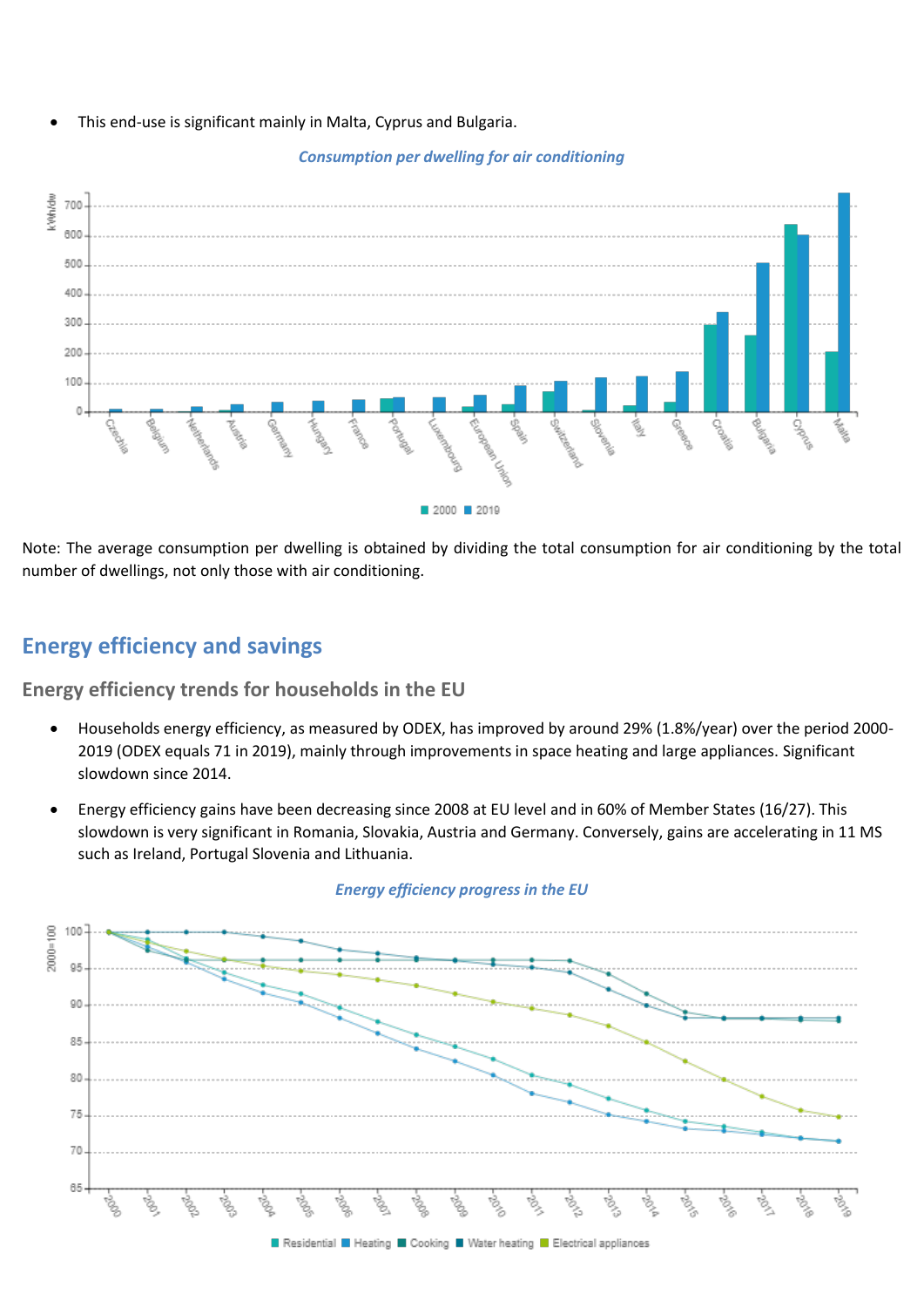- This end-use is significant mainly in Malta, Cyprus and Bulgaria.

*Consumption per dwelling for air conditioning*

Note: The average consumption per dwelling is obtained by dividing the total consumption for air conditioning by the total number of dwellings, not only those with air conditioning.

## Energy efficiency and savings

### Energy efficiency trends for households in the EU

- Households energy efficiency, as measured by ODEX, has improved by around 29% (1.8%/year) over the period 2000-2019 (ODEX equals 71 in 2019), mainly through improvements in space heating and large appliances. Significant slowdown since 2014.
- Energy efficiency gains have been decreasing since 2008 at EU level and in 60% of Member States (16/27). This slowdown is very significant in Romania, Slovakia, Austria and Germany. Conversely, gains are accelerating in 11 MS such as Ireland, Portugal Slovenia and Lithuania.

*Energy efficiency progress in the EU*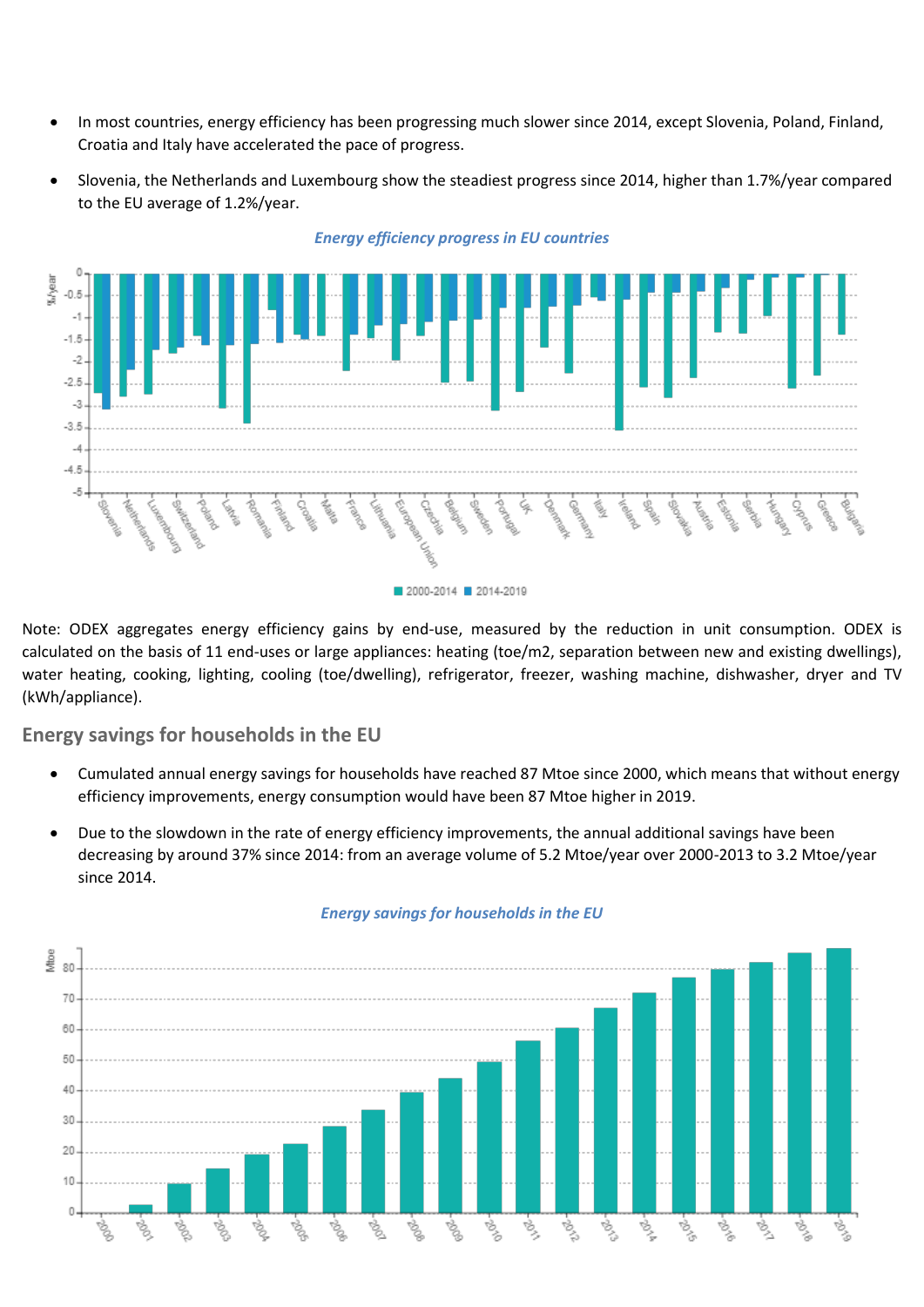- In most countries, energy efficiency has been progressing much slower since 2014, except Slovenia, Poland, Finland, Croatia and Italy have accelerated the pace of progress.
- Slovenia, the Netherlands and Luxembourg show the steadiest progress since 2014, higher than 1.7%/year compared to the EU average of 1.2%/year.

*Energy efficiency progress in EU countries*

Note: ODEX aggregates energy efficiency gains by end-use, measured by the reduction in unit consumption. ODEX is calculated on the basis of 11 end-uses or large appliances: heating (toe/m2, separation between new and existing dwellings), water heating, cooking, lighting, cooling (toe/dwelling), refrigerator, freezer, washing machine, dishwasher, dryer and TV (kWh/appliance).

## Energy savings for households in the EU

- Cumulated annual energy savings for households have reached 87 Mtoe since 2000, which means that without energy efficiency improvements, energy consumption would have been 87 Mtoe higher in 2019.
- Due to the slowdown in the rate of energy efficiency improvements, the annual additional savings have been decreasing by around 37% since 2014: from an average volume of 5.2 Mtoe/year over 2000-2013 to 3.2 Mtoe/year since 2014.

*Energy savings for households in the EU*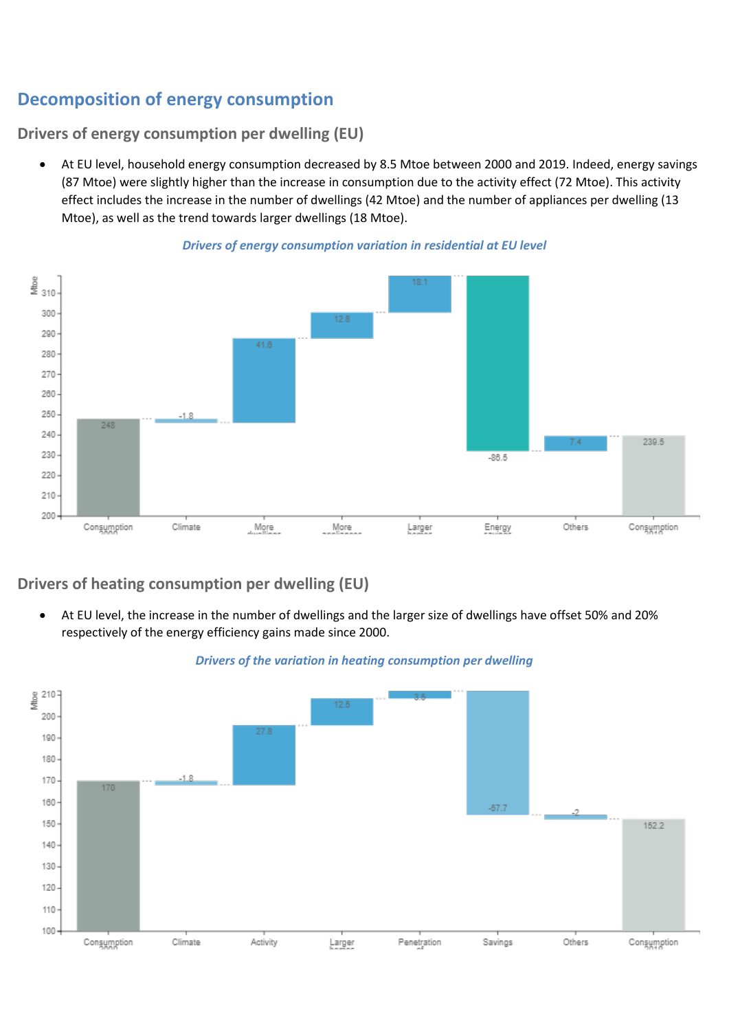# Decomposition of energy consumption

## Drivers of energy consumption per dwelling (EU)

- At EU level, household energy consumption decreased by 8.5 Mtoe between 2000 and 2019. Indeed, energy savings (87 Mtoe) were slightly higher than the increase in consumption due to the activity effect (72 Mtoe). This activity effect includes the increase in the number of dwellings (42 Mtoe) and the number of appliances per dwelling (13 Mtoe), as well as the trend towards larger dwellings (18 Mtoe).

*Drivers of energy consumption variation in residential at EU level*

Mtoe
310
300
290
280
270
260
250
240
230
220
210
200

248
-1.8
41.6
12.8
18.1
-86.5
7.4
239.5

Consumption 2000
Climate
More dwellings
More appliances
Larger homes
Energy savings
Others
Consumption 2019

## Drivers of heating consumption per dwelling (EU)

- At EU level, the increase in the number of dwellings and the larger size of dwellings have offset 50% and 20% respectively of the energy efficiency gains made since 2000.

*Drivers of the variation in heating consumption per dwelling*

Mtoe
210
200
190
180
170
160
150
140
130
120
110
100

170
-1.8
27.8
12.5
3.5
-57.7
-2
152.2

Consumption 2000
Climate
Activity
Larger homes
Penetration of
Savings
Others
Consumption 2019